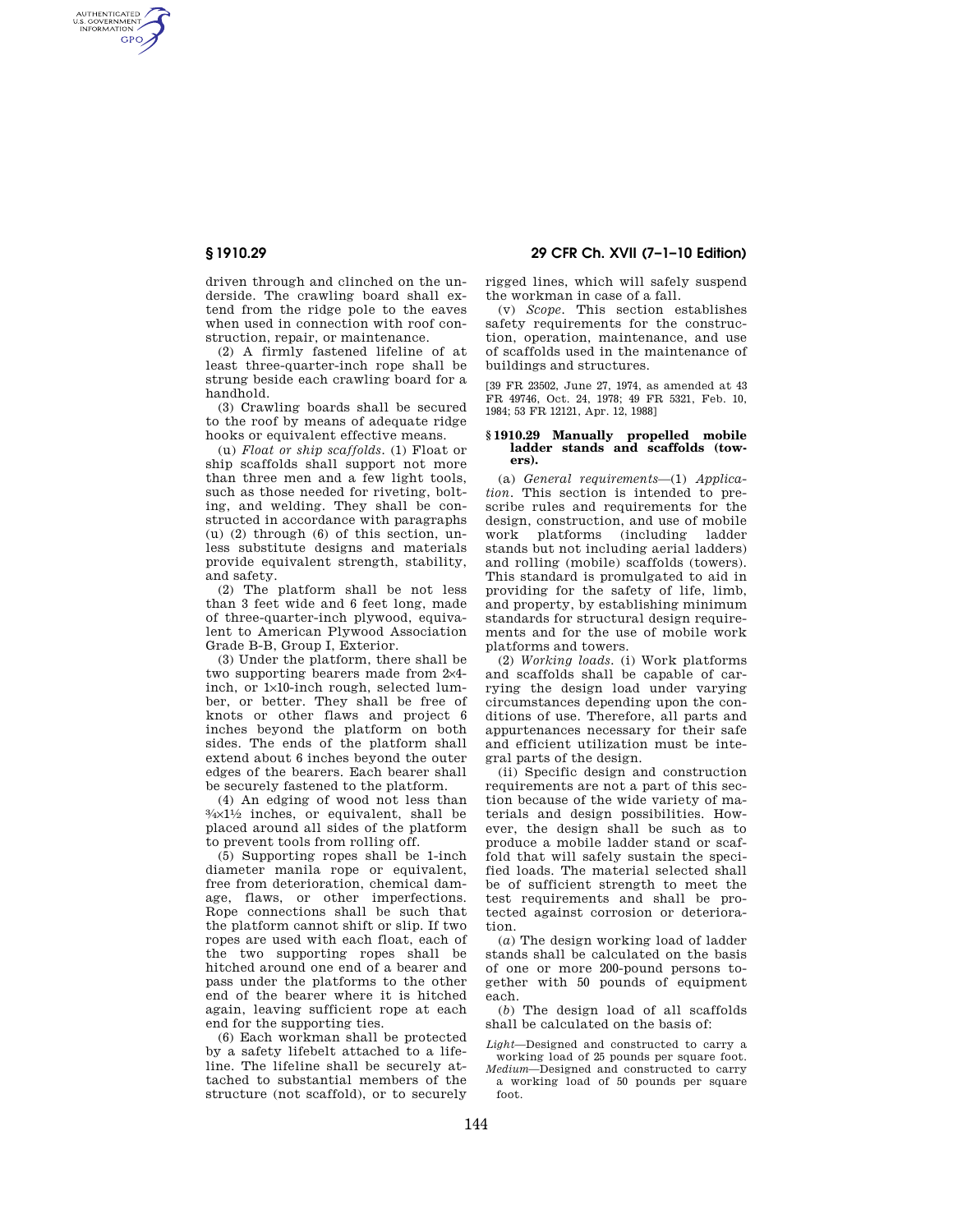driven through and clinched on the underside. The crawling board shall extend from the ridge pole to the eaves when used in connection with roof construction, repair, or maintenance.

(2) A firmly fastened lifeline of at least three-quarter-inch rope shall be strung beside each crawling board for a handhold.

(3) Crawling boards shall be secured to the roof by means of adequate ridge hooks or equivalent effective means.

(u) *Float or ship scaffolds.* (1) Float or ship scaffolds shall support not more than three men and a few light tools, such as those needed for riveting, bolting, and welding. They shall be constructed in accordance with paragraphs (u) (2) through (6) of this section, unless substitute designs and materials provide equivalent strength, stability, and safety.

(2) The platform shall be not less than 3 feet wide and 6 feet long, made of three-quarter-inch plywood, equivalent to American Plywood Association Grade B-B, Group I, Exterior.

(3) Under the platform, there shall be two supporting bearers made from 2×4-inch, or 1×10-inch rough, selected lumber, or better. They shall be free of knots or other flaws and project 6 inches beyond the platform on both sides. The ends of the platform shall extend about 6 inches beyond the outer edges of the bearers. Each bearer shall be securely fastened to the platform.

(4) An edging of wood not less than ¾×1½ inches, or equivalent, shall be placed around all sides of the platform to prevent tools from rolling off.

(5) Supporting ropes shall be 1-inch diameter manila rope or equivalent, free from deterioration, chemical damage, flaws, or other imperfections. Rope connections shall be such that the platform cannot shift or slip. If two ropes are used with each float, each of the two supporting ropes shall be hitched around one end of a bearer and pass under the platforms to the other end of the bearer where it is hitched again, leaving sufficient rope at each end for the supporting ties.

(6) Each workman shall be protected by a safety lifebelt attached to a lifeline. The lifeline shall be securely attached to substantial members of the structure (not scaffold), or to securely rigged lines, which will safely suspend the workman in case of a fall.

(v) *Scope.* This section establishes safety requirements for the construction, operation, maintenance, and use of scaffolds used in the maintenance of buildings and structures.

[39 FR 23502, June 27, 1974, as amended at 43 FR 49746, Oct. 24, 1978; 49 FR 5321, Feb. 10, 1984; 53 FR 12121, Apr. 12, 1988]

### § 1910.29 Manually propelled mobile ladder stands and scaffolds (towers).

(a) *General requirements*—(1) *Application.* This section is intended to prescribe rules and requirements for the design, construction, and use of mobile work platforms (including ladder stands but not including aerial ladders) and rolling (mobile) scaffolds (towers). This standard is promulgated to aid in providing for the safety of life, limb, and property, by establishing minimum standards for structural design requirements and for the use of mobile work platforms and towers.

(2) *Working loads.* (i) Work platforms and scaffolds shall be capable of carrying the design load under varying circumstances depending upon the conditions of use. Therefore, all parts and appurtenances necessary for their safe and efficient utilization must be integral parts of the design.

(ii) Specific design and construction requirements are not a part of this section because of the wide variety of materials and design possibilities. However, the design shall be such as to produce a mobile ladder stand or scaffold that will safely sustain the specified loads. The material selected shall be of sufficient strength to meet the test requirements and shall be protected against corrosion or deterioration.

(*a*) The design working load of ladder stands shall be calculated on the basis of one or more 200-pound persons together with 50 pounds of equipment each.

(*b*) The design load of all scaffolds shall be calculated on the basis of:

*Light*—Designed and constructed to carry a working load of 25 pounds per square foot.

*Medium*—Designed and constructed to carry a working load of 50 pounds per square foot.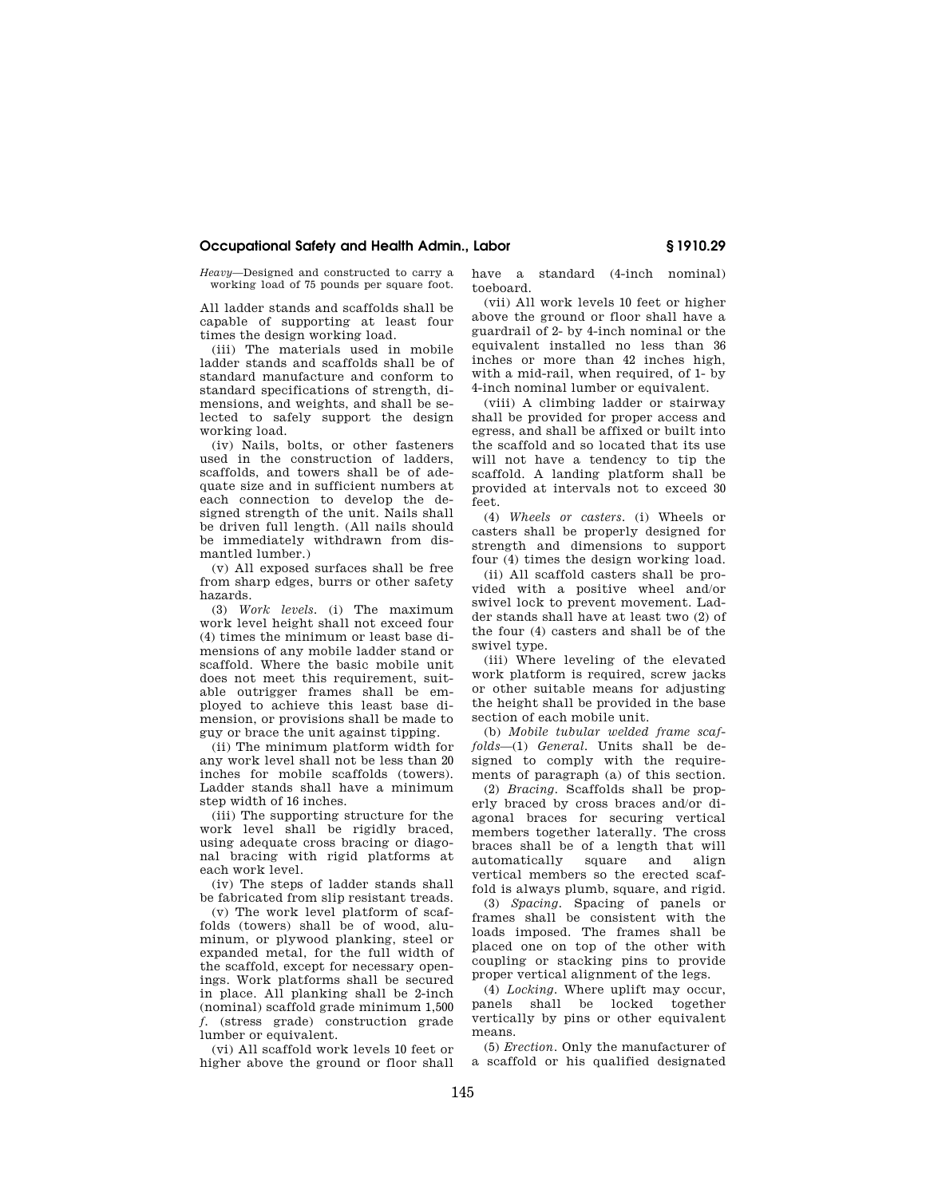*Heavy*—Designed and constructed to carry a working load of 75 pounds per square foot.

All ladder stands and scaffolds shall be capable of supporting at least four times the design working load.

(iii) The materials used in mobile ladder stands and scaffolds shall be of standard manufacture and conform to standard specifications of strength, dimensions, and weights, and shall be selected to safely support the design working load.

(iv) Nails, bolts, or other fasteners used in the construction of ladders, scaffolds, and towers shall be of adequate size and in sufficient numbers at each connection to develop the designed strength of the unit. Nails shall be driven full length. (All nails should be immediately withdrawn from dismantled lumber.)

(v) All exposed surfaces shall be free from sharp edges, burrs or other safety hazards.

(3) *Work levels.* (i) The maximum work level height shall not exceed four (4) times the minimum or least base dimensions of any mobile ladder stand or scaffold. Where the basic mobile unit does not meet this requirement, suitable outrigger frames shall be employed to achieve this least base dimension, or provisions shall be made to guy or brace the unit against tipping.

(ii) The minimum platform width for any work level shall not be less than 20 inches for mobile scaffolds (towers). Ladder stands shall have a minimum step width of 16 inches.

(iii) The supporting structure for the work level shall be rigidly braced, using adequate cross bracing or diagonal bracing with rigid platforms at each work level.

(iv) The steps of ladder stands shall be fabricated from slip resistant treads.

(v) The work level platform of scaffolds (towers) shall be of wood, aluminum, or plywood planking, steel or expanded metal, for the full width of the scaffold, except for necessary openings. Work platforms shall be secured in place. All planking shall be 2-inch (nominal) scaffold grade minimum 1,500 *f.* (stress grade) construction grade lumber or equivalent.

(vi) All scaffold work levels 10 feet or higher above the ground or floor shall have a standard (4-inch nominal) toeboard.

(vii) All work levels 10 feet or higher above the ground or floor shall have a guardrail of 2- by 4-inch nominal or the equivalent installed no less than 36 inches or more than 42 inches high, with a mid-rail, when required, of 1- by 4-inch nominal lumber or equivalent.

(viii) A climbing ladder or stairway shall be provided for proper access and egress, and shall be affixed or built into the scaffold and so located that its use will not have a tendency to tip the scaffold. A landing platform shall be provided at intervals not to exceed 30 feet.

(4) *Wheels or casters.* (i) Wheels or casters shall be properly designed for strength and dimensions to support four (4) times the design working load.

(ii) All scaffold casters shall be provided with a positive wheel and/or swivel lock to prevent movement. Ladder stands shall have at least two (2) of the four (4) casters and shall be of the swivel type.

(iii) Where leveling of the elevated work platform is required, screw jacks or other suitable means for adjusting the height shall be provided in the base section of each mobile unit.

(b) *Mobile tubular welded frame scaffolds*—(1) *General.* Units shall be designed to comply with the requirements of paragraph (a) of this section.

(2) *Bracing.* Scaffolds shall be properly braced by cross braces and/or diagonal braces for securing vertical members together laterally. The cross braces shall be of a length that will automatically square and align vertical members so the erected scaffold is always plumb, square, and rigid.

(3) *Spacing.* Spacing of panels or frames shall be consistent with the loads imposed. The frames shall be placed one on top of the other with coupling or stacking pins to provide proper vertical alignment of the legs.

(4) *Locking.* Where uplift may occur, panels shall be locked together vertically by pins or other equivalent means.

(5) *Erection.* Only the manufacturer of a scaffold or his qualified designated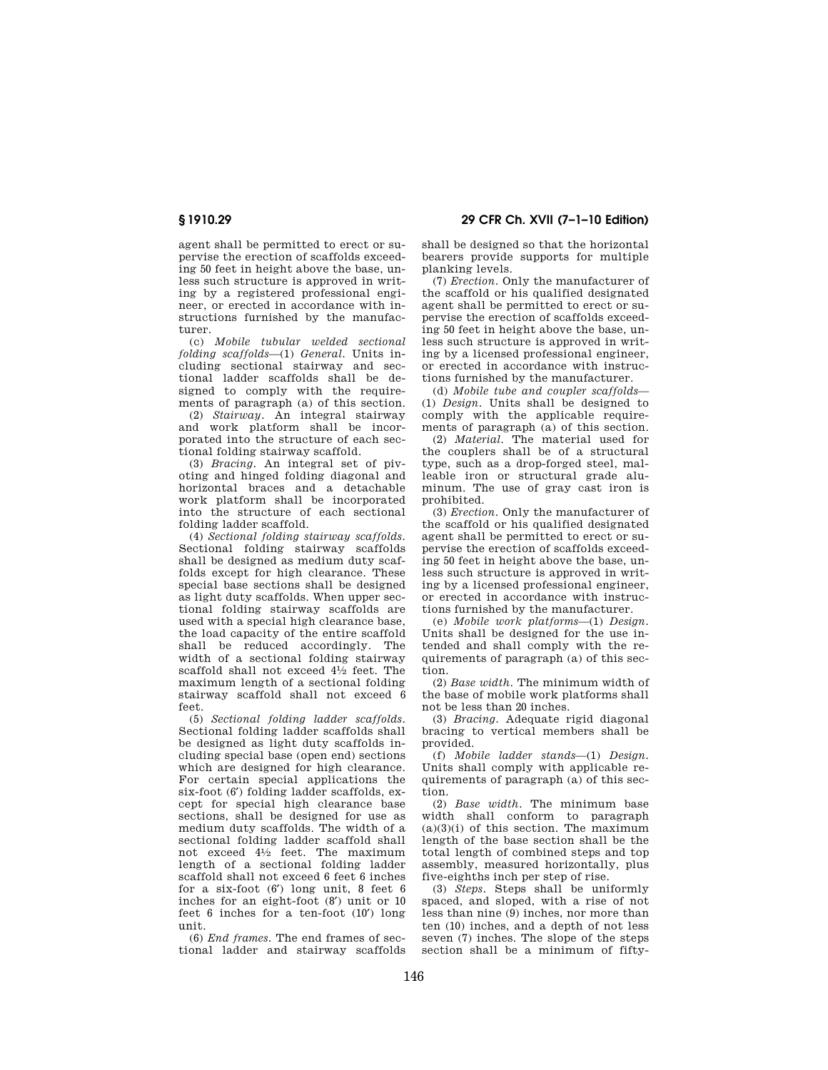agent shall be permitted to erect or supervise the erection of scaffolds exceeding 50 feet in height above the base, unless such structure is approved in writing by a registered professional engineer, or erected in accordance with instructions furnished by the manufacturer.

(c) *Mobile tubular welded sectional folding scaffolds*—(1) *General.* Units including sectional stairway and sectional ladder scaffolds shall be designed to comply with the requirements of paragraph (a) of this section.

(2) *Stairway.* An integral stairway and work platform shall be incorporated into the structure of each sectional folding stairway scaffold.

(3) *Bracing.* An integral set of pivoting and hinged folding diagonal and horizontal braces and a detachable work platform shall be incorporated into the structure of each sectional folding ladder scaffold.

(4) *Sectional folding stairway scaffolds.* Sectional folding stairway scaffolds shall be designed as medium duty scaffolds except for high clearance. These special base sections shall be designed as light duty scaffolds. When upper sectional folding stairway scaffolds are used with a special high clearance base, the load capacity of the entire scaffold shall be reduced accordingly. The width of a sectional folding stairway scaffold shall not exceed 4½ feet. The maximum length of a sectional folding stairway scaffold shall not exceed 6 feet.

(5) *Sectional folding ladder scaffolds.* Sectional folding ladder scaffolds shall be designed as light duty scaffolds including special base (open end) sections which are designed for high clearance. For certain special applications the six-foot (6′) folding ladder scaffolds, except for special high clearance base sections, shall be designed for use as medium duty scaffolds. The width of a sectional folding ladder scaffold shall not exceed 4½ feet. The maximum length of a sectional folding ladder scaffold shall not exceed 6 feet 6 inches for a six-foot (6′) long unit, 8 feet 6 inches for an eight-foot (8′) unit or 10 feet 6 inches for a ten-foot (10′) long unit.

(6) *End frames.* The end frames of sectional ladder and stairway scaffolds shall be designed so that the horizontal bearers provide supports for multiple planking levels.

(7) *Erection.* Only the manufacturer of the scaffold or his qualified designated agent shall be permitted to erect or supervise the erection of scaffolds exceeding 50 feet in height above the base, unless such structure is approved in writing by a licensed professional engineer, or erected in accordance with instructions furnished by the manufacturer.

(d) *Mobile tube and coupler scaffolds*—(1) *Design.* Units shall be designed to comply with the applicable requirements of paragraph (a) of this section.

(2) *Material.* The material used for the couplers shall be of a structural type, such as a drop-forged steel, malleable iron or structural grade aluminum. The use of gray cast iron is prohibited.

(3) *Erection.* Only the manufacturer of the scaffold or his qualified designated agent shall be permitted to erect or supervise the erection of scaffolds exceeding 50 feet in height above the base, unless such structure is approved in writing by a licensed professional engineer, or erected in accordance with instructions furnished by the manufacturer.

(e) *Mobile work platforms*—(1) *Design.* Units shall be designed for the use intended and shall comply with the requirements of paragraph (a) of this section.

(2) *Base width.* The minimum width of the base of mobile work platforms shall not be less than 20 inches.

(3) *Bracing.* Adequate rigid diagonal bracing to vertical members shall be provided.

(f) *Mobile ladder stands*—(1) *Design.* Units shall comply with applicable requirements of paragraph (a) of this section.

(2) *Base width.* The minimum base width shall conform to paragraph (a)(3)(i) of this section. The maximum length of the base section shall be the total length of combined steps and top assembly, measured horizontally, plus five-eighths inch per step of rise.

(3) *Steps.* Steps shall be uniformly spaced, and sloped, with a rise of not less than nine (9) inches, nor more than ten (10) inches, and a depth of not less seven (7) inches. The slope of the steps section shall be a minimum of fifty-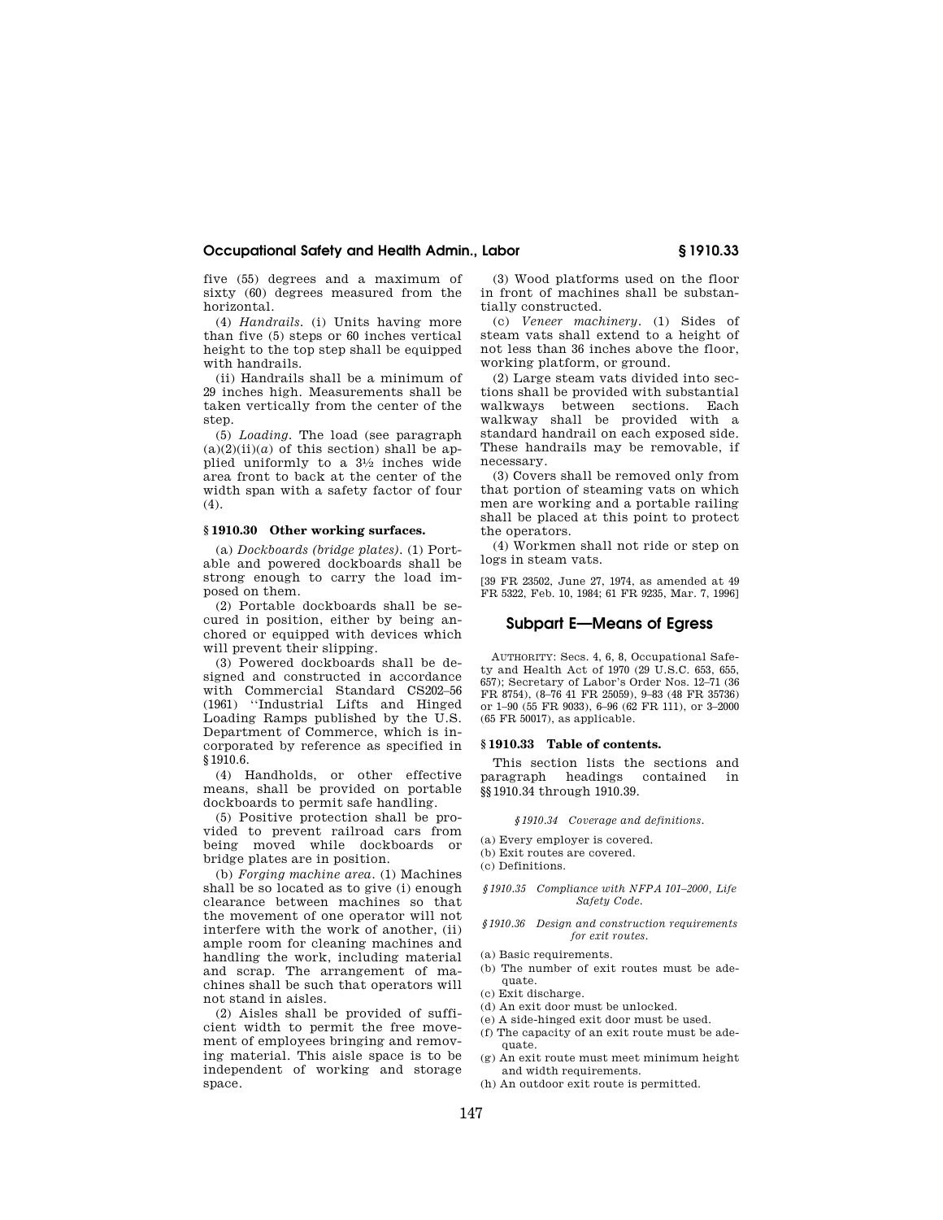five (55) degrees and a maximum of sixty (60) degrees measured from the horizontal.

(4) *Handrails.* (i) Units having more than five (5) steps or 60 inches vertical height to the top step shall be equipped with handrails.

(ii) Handrails shall be a minimum of 29 inches high. Measurements shall be taken vertically from the center of the step.

(5) *Loading.* The load (see paragraph (a)(2)(ii)(*a*) of this section) shall be applied uniformly to a 3½ inches wide area front to back at the center of the width span with a safety factor of four (4).

### § 1910.30 Other working surfaces.

(a) *Dockboards (bridge plates).* (1) Portable and powered dockboards shall be strong enough to carry the load imposed on them.

(2) Portable dockboards shall be secured in position, either by being anchored or equipped with devices which will prevent their slipping.

(3) Powered dockboards shall be designed and constructed in accordance with Commercial Standard CS202–56 (1961) ''Industrial Lifts and Hinged Loading Ramps published by the U.S. Department of Commerce, which is incorporated by reference as specified in §1910.6.

(4) Handholds, or other effective means, shall be provided on portable dockboards to permit safe handling.

(5) Positive protection shall be provided to prevent railroad cars from being moved while dockboards or bridge plates are in position.

(b) *Forging machine area.* (1) Machines shall be so located as to give (i) enough clearance between machines so that the movement of one operator will not interfere with the work of another, (ii) ample room for cleaning machines and handling the work, including material and scrap. The arrangement of machines shall be such that operators will not stand in aisles.

(2) Aisles shall be provided of sufficient width to permit the free movement of employees bringing and removing material. This aisle space is to be independent of working and storage space.

(3) Wood platforms used on the floor in front of machines shall be substantially constructed.

(c) *Veneer machinery.* (1) Sides of steam vats shall extend to a height of not less than 36 inches above the floor, working platform, or ground.

(2) Large steam vats divided into sections shall be provided with substantial walkways between sections. Each walkway shall be provided with a standard handrail on each exposed side. These handrails may be removable, if necessary.

(3) Covers shall be removed only from that portion of steaming vats on which men are working and a portable railing shall be placed at this point to protect the operators.

(4) Workmen shall not ride or step on logs in steam vats.

[39 FR 23502, June 27, 1974, as amended at 49 FR 5322, Feb. 10, 1984; 61 FR 9235, Mar. 7, 1996]

## Subpart E—Means of Egress

AUTHORITY: Secs. 4, 6, 8, Occupational Safety and Health Act of 1970 (29 U.S.C. 653, 655, 657); Secretary of Labor's Order Nos. 12–71 (36 FR 8754), (8–76 41 FR 25059), 9–83 (48 FR 35736) or 1–90 (55 FR 9033), 6–96 (62 FR 111), or 3–2000 (65 FR 50017), as applicable.

### § 1910.33 Table of contents.

This section lists the sections and paragraph headings contained in §§1910.34 through 1910.39.

*§1910.34 Coverage and definitions.*

(a) Every employer is covered.
(b) Exit routes are covered.
(c) Definitions.

*§1910.35 Compliance with NFPA 101–2000, Life Safety Code.*

*§1910.36 Design and construction requirements for exit routes.*

(a) Basic requirements.
(b) The number of exit routes must be adequate.
(c) Exit discharge.
(d) An exit door must be unlocked.
(e) A side-hinged exit door must be used.
(f) The capacity of an exit route must be adequate.
(g) An exit route must meet minimum height and width requirements.
(h) An outdoor exit route is permitted.